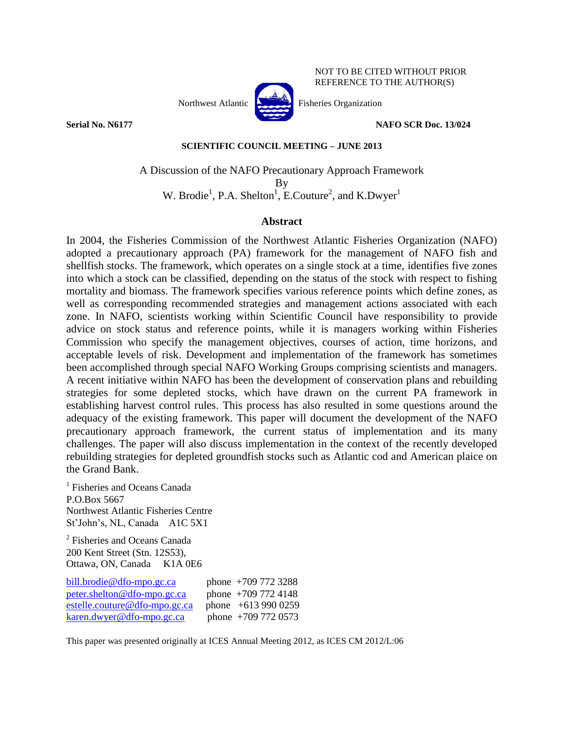NOT TO BE CITED WITHOUT PRIOR REFERENCE TO THE AUTHOR(S)

Northwest Atlantic Fisheries Organization

**Serial No. N6177** **NAFO SCR Doc. 13/024**

**SCIENTIFIC COUNCIL MEETING – JUNE 2013**

# A Discussion of the NAFO Precautionary Approach Framework

By

W. Brodie[1], P.A. Shelton[1], E.Couture[2], and K.Dwyer[1]

## Abstract

In 2004, the Fisheries Commission of the Northwest Atlantic Fisheries Organization (NAFO) adopted a precautionary approach (PA) framework for the management of NAFO fish and shellfish stocks. The framework, which operates on a single stock at a time, identifies five zones into which a stock can be classified, depending on the status of the stock with respect to fishing mortality and biomass. The framework specifies various reference points which define zones, as well as corresponding recommended strategies and management actions associated with each zone. In NAFO, scientists working within Scientific Council have responsibility to provide advice on stock status and reference points, while it is managers working within Fisheries Commission who specify the management objectives, courses of action, time horizons, and acceptable levels of risk. Development and implementation of the framework has sometimes been accomplished through special NAFO Working Groups comprising scientists and managers. A recent initiative within NAFO has been the development of conservation plans and rebuilding strategies for some depleted stocks, which have drawn on the current PA framework in establishing harvest control rules. This process has also resulted in some questions around the adequacy of the existing framework. This paper will document the development of the NAFO precautionary approach framework, the current status of implementation and its many challenges. The paper will also discuss implementation in the context of the recently developed rebuilding strategies for depleted groundfish stocks such as Atlantic cod and American plaice on the Grand Bank.

[1] Fisheries and Oceans Canada
P.O.Box 5667
Northwest Atlantic Fisheries Centre
St'John's, NL, Canada A1C 5X1

[2] Fisheries and Oceans Canada
200 Kent Street (Stn. 12S53),
Ottawa, ON, Canada K1A 0E6

| | |
|---|---|
| bill.brodie@dfo-mpo.gc.ca | phone +709 772 3288 |
| peter.shelton@dfo-mpo.gc.ca | phone +709 772 4148 |
| estelle.couture@dfo-mpo.gc.ca | phone +613 990 0259 |
| karen.dwyer@dfo-mpo.gc.ca | phone +709 772 0573 |

This paper was presented originally at ICES Annual Meeting 2012, as ICES CM 2012/L:06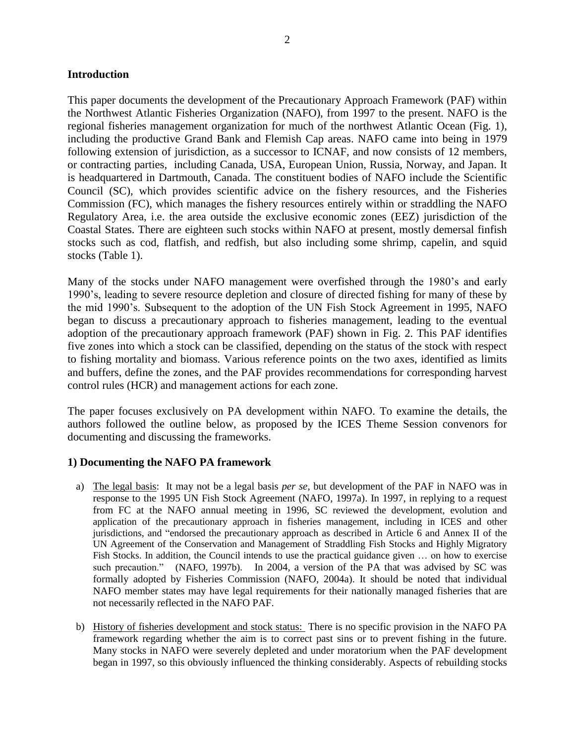## Introduction

This paper documents the development of the Precautionary Approach Framework (PAF) within the Northwest Atlantic Fisheries Organization (NAFO), from 1997 to the present. NAFO is the regional fisheries management organization for much of the northwest Atlantic Ocean (Fig. 1), including the productive Grand Bank and Flemish Cap areas. NAFO came into being in 1979 following extension of jurisdiction, as a successor to ICNAF, and now consists of 12 members, or contracting parties, including Canada, USA, European Union, Russia, Norway, and Japan. It is headquartered in Dartmouth, Canada. The constituent bodies of NAFO include the Scientific Council (SC), which provides scientific advice on the fishery resources, and the Fisheries Commission (FC), which manages the fishery resources entirely within or straddling the NAFO Regulatory Area, i.e. the area outside the exclusive economic zones (EEZ) jurisdiction of the Coastal States. There are eighteen such stocks within NAFO at present, mostly demersal finfish stocks such as cod, flatfish, and redfish, but also including some shrimp, capelin, and squid stocks (Table 1).

Many of the stocks under NAFO management were overfished through the 1980's and early 1990's, leading to severe resource depletion and closure of directed fishing for many of these by the mid 1990's. Subsequent to the adoption of the UN Fish Stock Agreement in 1995, NAFO began to discuss a precautionary approach to fisheries management, leading to the eventual adoption of the precautionary approach framework (PAF) shown in Fig. 2. This PAF identifies five zones into which a stock can be classified, depending on the status of the stock with respect to fishing mortality and biomass. Various reference points on the two axes, identified as limits and buffers, define the zones, and the PAF provides recommendations for corresponding harvest control rules (HCR) and management actions for each zone.

The paper focuses exclusively on PA development within NAFO. To examine the details, the authors followed the outline below, as proposed by the ICES Theme Session convenors for documenting and discussing the frameworks.

## 1) Documenting the NAFO PA framework

a) The legal basis: It may not be a legal basis *per se*, but development of the PAF in NAFO was in response to the 1995 UN Fish Stock Agreement (NAFO, 1997a). In 1997, in replying to a request from FC at the NAFO annual meeting in 1996, SC reviewed the development, evolution and application of the precautionary approach in fisheries management, including in ICES and other jurisdictions, and "endorsed the precautionary approach as described in Article 6 and Annex II of the UN Agreement of the Conservation and Management of Straddling Fish Stocks and Highly Migratory Fish Stocks. In addition, the Council intends to use the practical guidance given … on how to exercise such precaution." (NAFO, 1997b). In 2004, a version of the PA that was advised by SC was formally adopted by Fisheries Commission (NAFO, 2004a). It should be noted that individual NAFO member states may have legal requirements for their nationally managed fisheries that are not necessarily reflected in the NAFO PAF.

b) History of fisheries development and stock status: There is no specific provision in the NAFO PA framework regarding whether the aim is to correct past sins or to prevent fishing in the future. Many stocks in NAFO were severely depleted and under moratorium when the PAF development began in 1997, so this obviously influenced the thinking considerably. Aspects of rebuilding stocks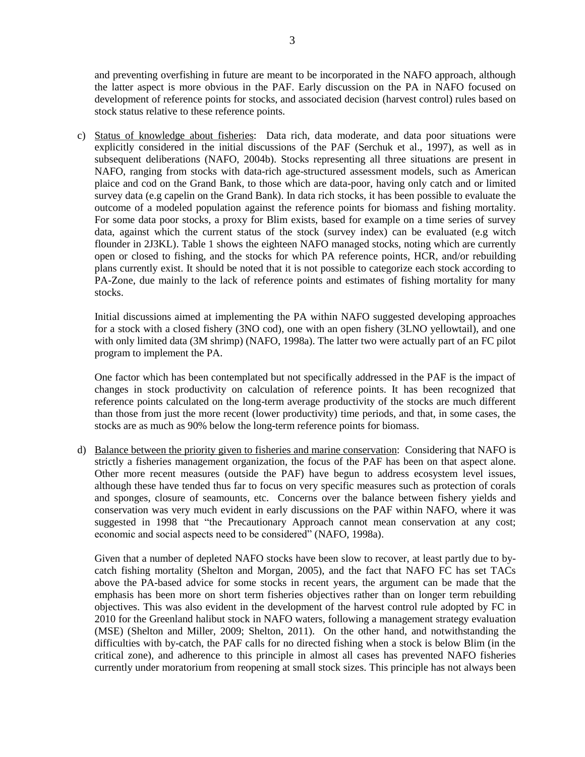and preventing overfishing in future are meant to be incorporated in the NAFO approach, although the latter aspect is more obvious in the PAF. Early discussion on the PA in NAFO focused on development of reference points for stocks, and associated decision (harvest control) rules based on stock status relative to these reference points.

c) Status of knowledge about fisheries: Data rich, data moderate, and data poor situations were explicitly considered in the initial discussions of the PAF (Serchuk et al., 1997), as well as in subsequent deliberations (NAFO, 2004b). Stocks representing all three situations are present in NAFO, ranging from stocks with data-rich age-structured assessment models, such as American plaice and cod on the Grand Bank, to those which are data-poor, having only catch and or limited survey data (e.g capelin on the Grand Bank). In data rich stocks, it has been possible to evaluate the outcome of a modeled population against the reference points for biomass and fishing mortality. For some data poor stocks, a proxy for Blim exists, based for example on a time series of survey data, against which the current status of the stock (survey index) can be evaluated (e.g witch flounder in 2J3KL). Table 1 shows the eighteen NAFO managed stocks, noting which are currently open or closed to fishing, and the stocks for which PA reference points, HCR, and/or rebuilding plans currently exist. It should be noted that it is not possible to categorize each stock according to PA-Zone, due mainly to the lack of reference points and estimates of fishing mortality for many stocks.

   Initial discussions aimed at implementing the PA within NAFO suggested developing approaches for a stock with a closed fishery (3NO cod), one with an open fishery (3LNO yellowtail), and one with only limited data (3M shrimp) (NAFO, 1998a). The latter two were actually part of an FC pilot program to implement the PA.

   One factor which has been contemplated but not specifically addressed in the PAF is the impact of changes in stock productivity on calculation of reference points. It has been recognized that reference points calculated on the long-term average productivity of the stocks are much different than those from just the more recent (lower productivity) time periods, and that, in some cases, the stocks are as much as 90% below the long-term reference points for biomass.

d) Balance between the priority given to fisheries and marine conservation: Considering that NAFO is strictly a fisheries management organization, the focus of the PAF has been on that aspect alone. Other more recent measures (outside the PAF) have begun to address ecosystem level issues, although these have tended thus far to focus on very specific measures such as protection of corals and sponges, closure of seamounts, etc. Concerns over the balance between fishery yields and conservation was very much evident in early discussions on the PAF within NAFO, where it was suggested in 1998 that "the Precautionary Approach cannot mean conservation at any cost; economic and social aspects need to be considered" (NAFO, 1998a).

   Given that a number of depleted NAFO stocks have been slow to recover, at least partly due to by-catch fishing mortality (Shelton and Morgan, 2005), and the fact that NAFO FC has set TACs above the PA-based advice for some stocks in recent years, the argument can be made that the emphasis has been more on short term fisheries objectives rather than on longer term rebuilding objectives. This was also evident in the development of the harvest control rule adopted by FC in 2010 for the Greenland halibut stock in NAFO waters, following a management strategy evaluation (MSE) (Shelton and Miller, 2009; Shelton, 2011). On the other hand, and notwithstanding the difficulties with by-catch, the PAF calls for no directed fishing when a stock is below Blim (in the critical zone), and adherence to this principle in almost all cases has prevented NAFO fisheries currently under moratorium from reopening at small stock sizes. This principle has not always been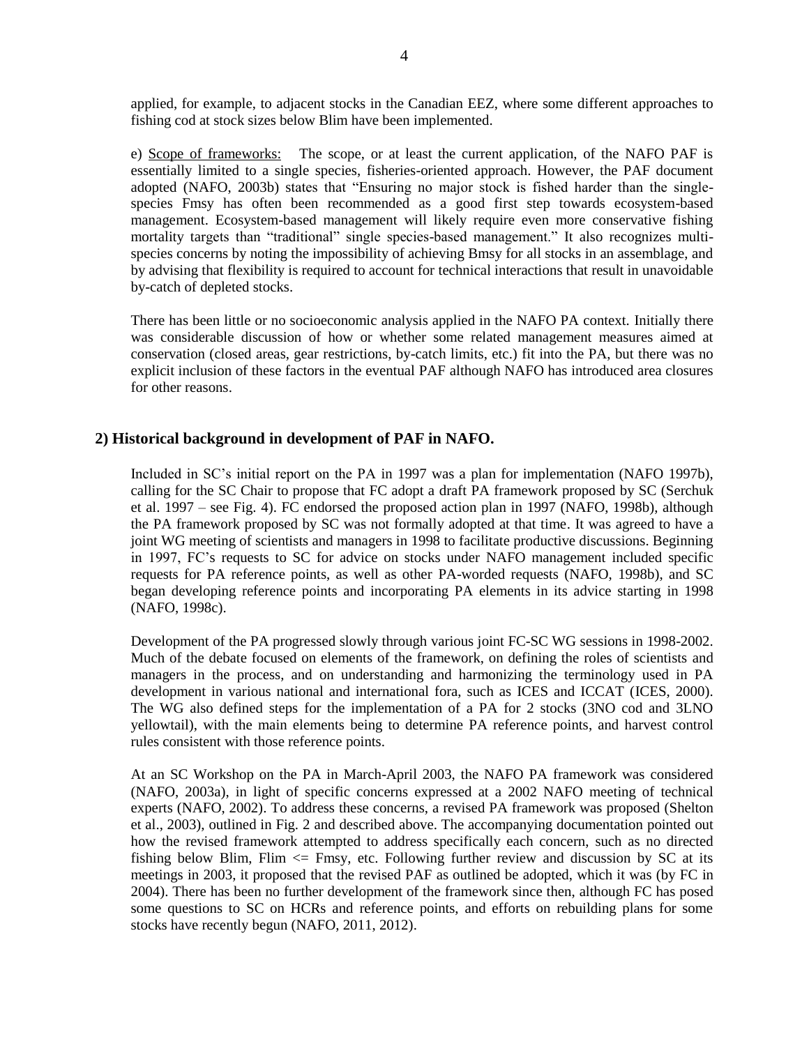applied, for example, to adjacent stocks in the Canadian EEZ, where some different approaches to fishing cod at stock sizes below Blim have been implemented.

e) Scope of frameworks: The scope, or at least the current application, of the NAFO PAF is essentially limited to a single species, fisheries-oriented approach. However, the PAF document adopted (NAFO, 2003b) states that "Ensuring no major stock is fished harder than the single-species Fmsy has often been recommended as a good first step towards ecosystem-based management. Ecosystem-based management will likely require even more conservative fishing mortality targets than "traditional" single species-based management." It also recognizes multi-species concerns by noting the impossibility of achieving Bmsy for all stocks in an assemblage, and by advising that flexibility is required to account for technical interactions that result in unavoidable by-catch of depleted stocks.

There has been little or no socioeconomic analysis applied in the NAFO PA context. Initially there was considerable discussion of how or whether some related management measures aimed at conservation (closed areas, gear restrictions, by-catch limits, etc.) fit into the PA, but there was no explicit inclusion of these factors in the eventual PAF although NAFO has introduced area closures for other reasons.

## 2) Historical background in development of PAF in NAFO.

Included in SC's initial report on the PA in 1997 was a plan for implementation (NAFO 1997b), calling for the SC Chair to propose that FC adopt a draft PA framework proposed by SC (Serchuk et al. 1997 – see Fig. 4). FC endorsed the proposed action plan in 1997 (NAFO, 1998b), although the PA framework proposed by SC was not formally adopted at that time. It was agreed to have a joint WG meeting of scientists and managers in 1998 to facilitate productive discussions. Beginning in 1997, FC's requests to SC for advice on stocks under NAFO management included specific requests for PA reference points, as well as other PA-worded requests (NAFO, 1998b), and SC began developing reference points and incorporating PA elements in its advice starting in 1998 (NAFO, 1998c).

Development of the PA progressed slowly through various joint FC-SC WG sessions in 1998-2002. Much of the debate focused on elements of the framework, on defining the roles of scientists and managers in the process, and on understanding and harmonizing the terminology used in PA development in various national and international fora, such as ICES and ICCAT (ICES, 2000). The WG also defined steps for the implementation of a PA for 2 stocks (3NO cod and 3LNO yellowtail), with the main elements being to determine PA reference points, and harvest control rules consistent with those reference points.

At an SC Workshop on the PA in March-April 2003, the NAFO PA framework was considered (NAFO, 2003a), in light of specific concerns expressed at a 2002 NAFO meeting of technical experts (NAFO, 2002). To address these concerns, a revised PA framework was proposed (Shelton et al., 2003), outlined in Fig. 2 and described above. The accompanying documentation pointed out how the revised framework attempted to address specifically each concern, such as no directed fishing below Blim, Flim <= Fmsy, etc. Following further review and discussion by SC at its meetings in 2003, it proposed that the revised PAF as outlined be adopted, which it was (by FC in 2004). There has been no further development of the framework since then, although FC has posed some questions to SC on HCRs and reference points, and efforts on rebuilding plans for some stocks have recently begun (NAFO, 2011, 2012).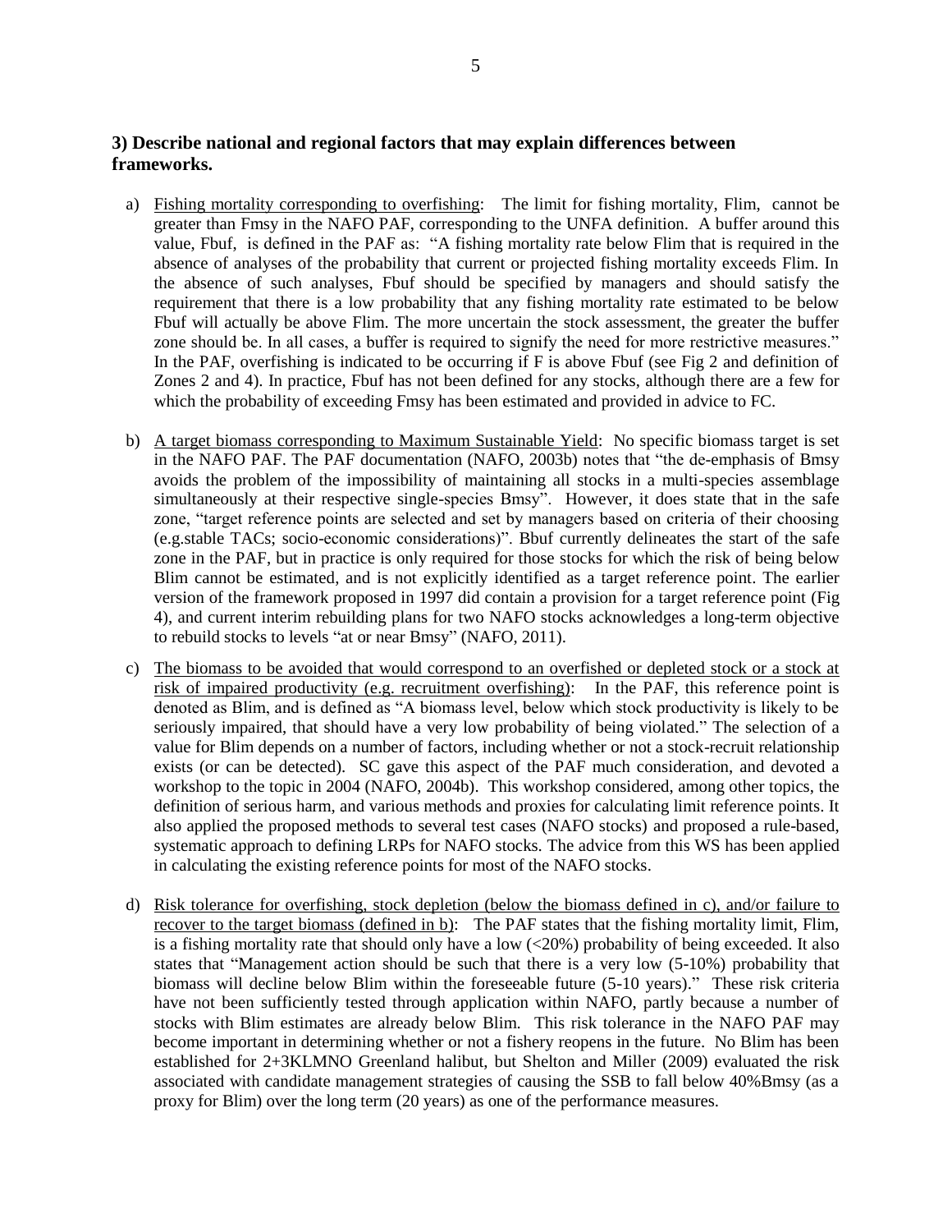### 3) Describe national and regional factors that may explain differences between frameworks.

a) Fishing mortality corresponding to overfishing: The limit for fishing mortality, Flim, cannot be greater than Fmsy in the NAFO PAF, corresponding to the UNFA definition. A buffer around this value, Fbuf, is defined in the PAF as: "A fishing mortality rate below Flim that is required in the absence of analyses of the probability that current or projected fishing mortality exceeds Flim. In the absence of such analyses, Fbuf should be specified by managers and should satisfy the requirement that there is a low probability that any fishing mortality rate estimated to be below Fbuf will actually be above Flim. The more uncertain the stock assessment, the greater the buffer zone should be. In all cases, a buffer is required to signify the need for more restrictive measures." In the PAF, overfishing is indicated to be occurring if F is above Fbuf (see Fig 2 and definition of Zones 2 and 4). In practice, Fbuf has not been defined for any stocks, although there are a few for which the probability of exceeding Fmsy has been estimated and provided in advice to FC.

b) A target biomass corresponding to Maximum Sustainable Yield: No specific biomass target is set in the NAFO PAF. The PAF documentation (NAFO, 2003b) notes that "the de-emphasis of Bmsy avoids the problem of the impossibility of maintaining all stocks in a multi-species assemblage simultaneously at their respective single-species Bmsy". However, it does state that in the safe zone, "target reference points are selected and set by managers based on criteria of their choosing (e.g.stable TACs; socio-economic considerations)". Bbuf currently delineates the start of the safe zone in the PAF, but in practice is only required for those stocks for which the risk of being below Blim cannot be estimated, and is not explicitly identified as a target reference point. The earlier version of the framework proposed in 1997 did contain a provision for a target reference point (Fig 4), and current interim rebuilding plans for two NAFO stocks acknowledges a long-term objective to rebuild stocks to levels "at or near Bmsy" (NAFO, 2011).

c) The biomass to be avoided that would correspond to an overfished or depleted stock or a stock at risk of impaired productivity (e.g. recruitment overfishing): In the PAF, this reference point is denoted as Blim, and is defined as "A biomass level, below which stock productivity is likely to be seriously impaired, that should have a very low probability of being violated." The selection of a value for Blim depends on a number of factors, including whether or not a stock-recruit relationship exists (or can be detected). SC gave this aspect of the PAF much consideration, and devoted a workshop to the topic in 2004 (NAFO, 2004b). This workshop considered, among other topics, the definition of serious harm, and various methods and proxies for calculating limit reference points. It also applied the proposed methods to several test cases (NAFO stocks) and proposed a rule-based, systematic approach to defining LRPs for NAFO stocks. The advice from this WS has been applied in calculating the existing reference points for most of the NAFO stocks.

d) Risk tolerance for overfishing, stock depletion (below the biomass defined in c), and/or failure to recover to the target biomass (defined in b): The PAF states that the fishing mortality limit, Flim, is a fishing mortality rate that should only have a low (<20%) probability of being exceeded. It also states that "Management action should be such that there is a very low (5-10%) probability that biomass will decline below Blim within the foreseeable future (5-10 years)." These risk criteria have not been sufficiently tested through application within NAFO, partly because a number of stocks with Blim estimates are already below Blim. This risk tolerance in the NAFO PAF may become important in determining whether or not a fishery reopens in the future. No Blim has been established for 2+3KLMNO Greenland halibut, but Shelton and Miller (2009) evaluated the risk associated with candidate management strategies of causing the SSB to fall below 40%Bmsy (as a proxy for Blim) over the long term (20 years) as one of the performance measures.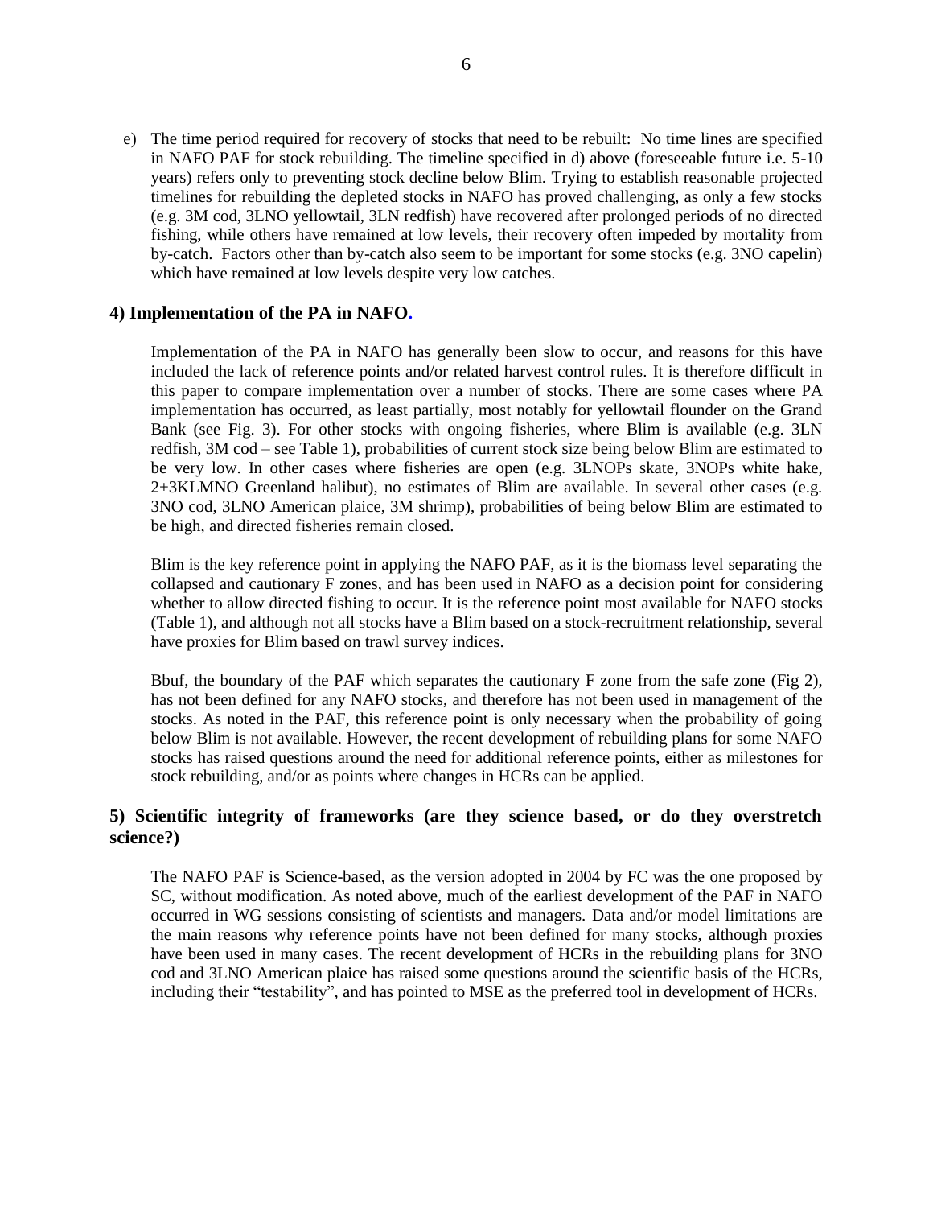e) The time period required for recovery of stocks that need to be rebuilt: No time lines are specified in NAFO PAF for stock rebuilding. The timeline specified in d) above (foreseeable future i.e. 5-10 years) refers only to preventing stock decline below Blim. Trying to establish reasonable projected timelines for rebuilding the depleted stocks in NAFO has proved challenging, as only a few stocks (e.g. 3M cod, 3LNO yellowtail, 3LN redfish) have recovered after prolonged periods of no directed fishing, while others have remained at low levels, their recovery often impeded by mortality from by-catch. Factors other than by-catch also seem to be important for some stocks (e.g. 3NO capelin) which have remained at low levels despite very low catches.

## 4) Implementation of the PA in NAFO.

Implementation of the PA in NAFO has generally been slow to occur, and reasons for this have included the lack of reference points and/or related harvest control rules. It is therefore difficult in this paper to compare implementation over a number of stocks. There are some cases where PA implementation has occurred, as least partially, most notably for yellowtail flounder on the Grand Bank (see Fig. 3). For other stocks with ongoing fisheries, where Blim is available (e.g. 3LN redfish, 3M cod – see Table 1), probabilities of current stock size being below Blim are estimated to be very low. In other cases where fisheries are open (e.g. 3LNOPs skate, 3NOPs white hake, 2+3KLMNO Greenland halibut), no estimates of Blim are available. In several other cases (e.g. 3NO cod, 3LNO American plaice, 3M shrimp), probabilities of being below Blim are estimated to be high, and directed fisheries remain closed.

Blim is the key reference point in applying the NAFO PAF, as it is the biomass level separating the collapsed and cautionary F zones, and has been used in NAFO as a decision point for considering whether to allow directed fishing to occur. It is the reference point most available for NAFO stocks (Table 1), and although not all stocks have a Blim based on a stock-recruitment relationship, several have proxies for Blim based on trawl survey indices.

Bbuf, the boundary of the PAF which separates the cautionary F zone from the safe zone (Fig 2), has not been defined for any NAFO stocks, and therefore has not been used in management of the stocks. As noted in the PAF, this reference point is only necessary when the probability of going below Blim is not available. However, the recent development of rebuilding plans for some NAFO stocks has raised questions around the need for additional reference points, either as milestones for stock rebuilding, and/or as points where changes in HCRs can be applied.

## 5) Scientific integrity of frameworks (are they science based, or do they overstretch science?)

The NAFO PAF is Science-based, as the version adopted in 2004 by FC was the one proposed by SC, without modification. As noted above, much of the earliest development of the PAF in NAFO occurred in WG sessions consisting of scientists and managers. Data and/or model limitations are the main reasons why reference points have not been defined for many stocks, although proxies have been used in many cases. The recent development of HCRs in the rebuilding plans for 3NO cod and 3LNO American plaice has raised some questions around the scientific basis of the HCRs, including their "testability", and has pointed to MSE as the preferred tool in development of HCRs.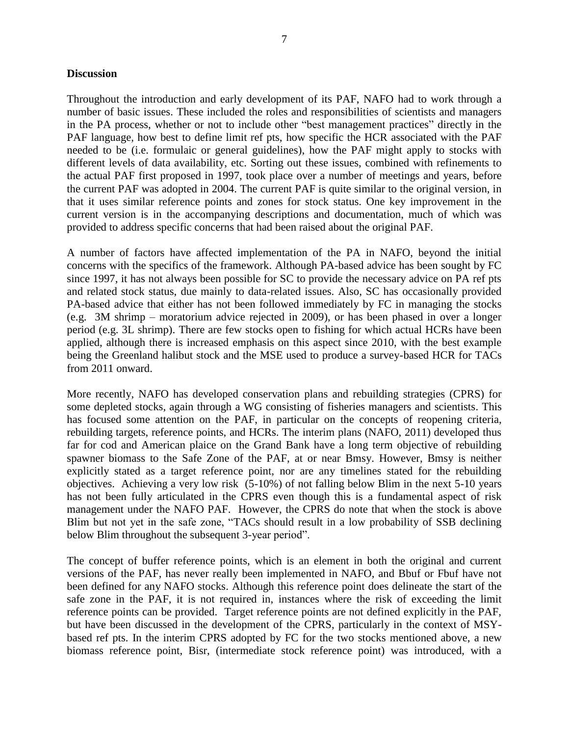**Discussion**

Throughout the introduction and early development of its PAF, NAFO had to work through a number of basic issues. These included the roles and responsibilities of scientists and managers in the PA process, whether or not to include other "best management practices" directly in the PAF language, how best to define limit ref pts, how specific the HCR associated with the PAF needed to be (i.e. formulaic or general guidelines), how the PAF might apply to stocks with different levels of data availability, etc. Sorting out these issues, combined with refinements to the actual PAF first proposed in 1997, took place over a number of meetings and years, before the current PAF was adopted in 2004. The current PAF is quite similar to the original version, in that it uses similar reference points and zones for stock status. One key improvement in the current version is in the accompanying descriptions and documentation, much of which was provided to address specific concerns that had been raised about the original PAF.

A number of factors have affected implementation of the PA in NAFO, beyond the initial concerns with the specifics of the framework. Although PA-based advice has been sought by FC since 1997, it has not always been possible for SC to provide the necessary advice on PA ref pts and related stock status, due mainly to data-related issues. Also, SC has occasionally provided PA-based advice that either has not been followed immediately by FC in managing the stocks (e.g. 3M shrimp – moratorium advice rejected in 2009), or has been phased in over a longer period (e.g. 3L shrimp). There are few stocks open to fishing for which actual HCRs have been applied, although there is increased emphasis on this aspect since 2010, with the best example being the Greenland halibut stock and the MSE used to produce a survey-based HCR for TACs from 2011 onward.

More recently, NAFO has developed conservation plans and rebuilding strategies (CPRS) for some depleted stocks, again through a WG consisting of fisheries managers and scientists. This has focused some attention on the PAF, in particular on the concepts of reopening criteria, rebuilding targets, reference points, and HCRs. The interim plans (NAFO, 2011) developed thus far for cod and American plaice on the Grand Bank have a long term objective of rebuilding spawner biomass to the Safe Zone of the PAF, at or near Bmsy. However, Bmsy is neither explicitly stated as a target reference point, nor are any timelines stated for the rebuilding objectives. Achieving a very low risk (5-10%) of not falling below Blim in the next 5-10 years has not been fully articulated in the CPRS even though this is a fundamental aspect of risk management under the NAFO PAF. However, the CPRS do note that when the stock is above Blim but not yet in the safe zone, "TACs should result in a low probability of SSB declining below Blim throughout the subsequent 3-year period".

The concept of buffer reference points, which is an element in both the original and current versions of the PAF, has never really been implemented in NAFO, and Bbuf or Fbuf have not been defined for any NAFO stocks. Although this reference point does delineate the start of the safe zone in the PAF, it is not required in, instances where the risk of exceeding the limit reference points can be provided. Target reference points are not defined explicitly in the PAF, but have been discussed in the development of the CPRS, particularly in the context of MSY-based ref pts. In the interim CPRS adopted by FC for the two stocks mentioned above, a new biomass reference point, Bisr, (intermediate stock reference point) was introduced, with a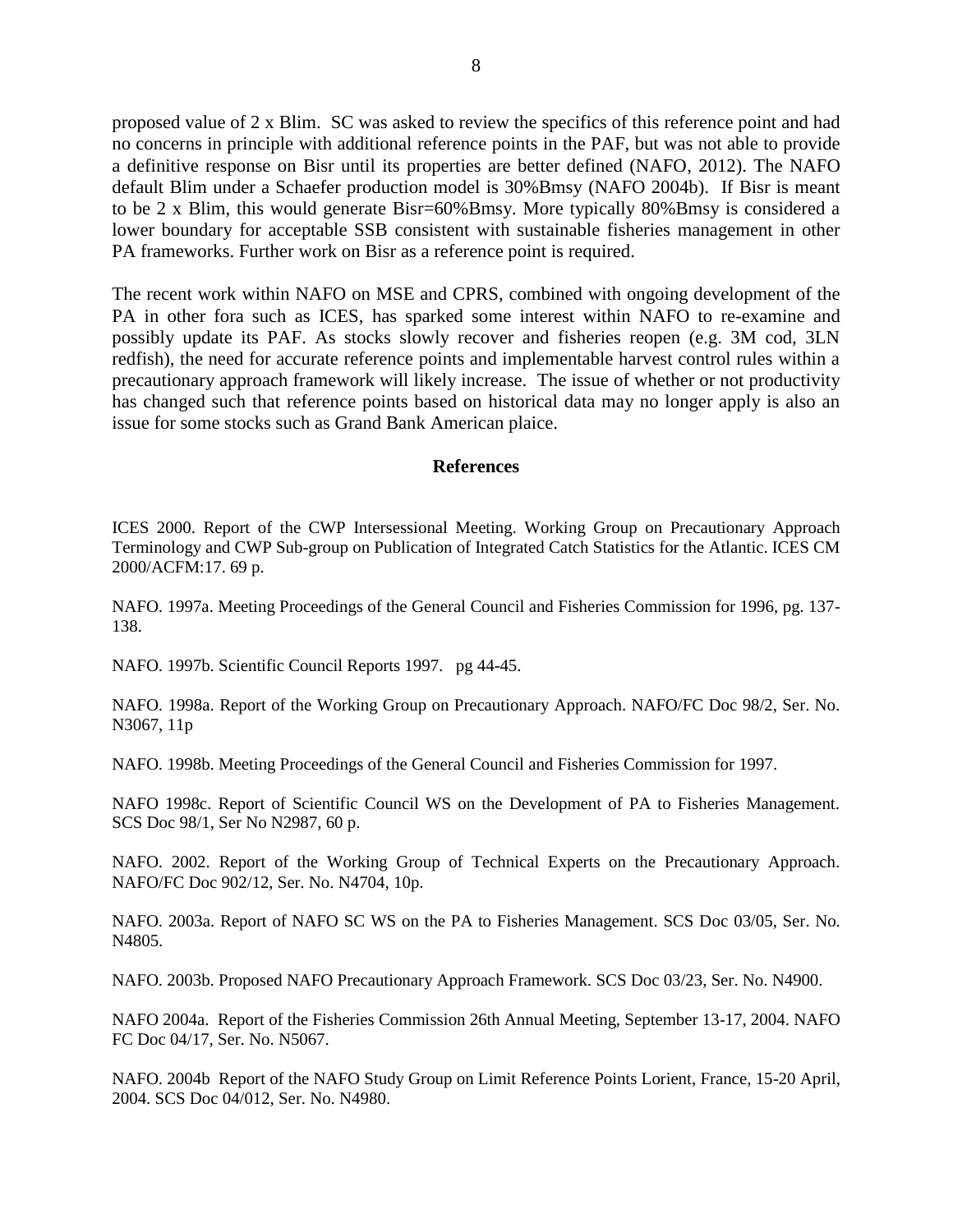proposed value of 2 x Blim. SC was asked to review the specifics of this reference point and had no concerns in principle with additional reference points in the PAF, but was not able to provide a definitive response on Bisr until its properties are better defined (NAFO, 2012). The NAFO default Blim under a Schaefer production model is 30%Bmsy (NAFO 2004b). If Bisr is meant to be 2 x Blim, this would generate Bisr=60%Bmsy. More typically 80%Bmsy is considered a lower boundary for acceptable SSB consistent with sustainable fisheries management in other PA frameworks. Further work on Bisr as a reference point is required.

The recent work within NAFO on MSE and CPRS, combined with ongoing development of the PA in other fora such as ICES, has sparked some interest within NAFO to re-examine and possibly update its PAF. As stocks slowly recover and fisheries reopen (e.g. 3M cod, 3LN redfish), the need for accurate reference points and implementable harvest control rules within a precautionary approach framework will likely increase. The issue of whether or not productivity has changed such that reference points based on historical data may no longer apply is also an issue for some stocks such as Grand Bank American plaice.

## References

ICES 2000. Report of the CWP Intersessional Meeting. Working Group on Precautionary Approach Terminology and CWP Sub-group on Publication of Integrated Catch Statistics for the Atlantic. ICES CM 2000/ACFM:17. 69 p.

NAFO. 1997a. Meeting Proceedings of the General Council and Fisheries Commission for 1996, pg. 137-138.

NAFO. 1997b. Scientific Council Reports 1997. pg 44-45.

NAFO. 1998a. Report of the Working Group on Precautionary Approach. NAFO/FC Doc 98/2, Ser. No. N3067, 11p

NAFO. 1998b. Meeting Proceedings of the General Council and Fisheries Commission for 1997.

NAFO 1998c. Report of Scientific Council WS on the Development of PA to Fisheries Management. SCS Doc 98/1, Ser No N2987, 60 p.

NAFO. 2002. Report of the Working Group of Technical Experts on the Precautionary Approach. NAFO/FC Doc 902/12, Ser. No. N4704, 10p.

NAFO. 2003a. Report of NAFO SC WS on the PA to Fisheries Management. SCS Doc 03/05, Ser. No. N4805.

NAFO. 2003b. Proposed NAFO Precautionary Approach Framework. SCS Doc 03/23, Ser. No. N4900.

NAFO 2004a. Report of the Fisheries Commission 26th Annual Meeting, September 13-17, 2004. NAFO FC Doc 04/17, Ser. No. N5067.

NAFO. 2004b Report of the NAFO Study Group on Limit Reference Points Lorient, France, 15-20 April, 2004. SCS Doc 04/012, Ser. No. N4980.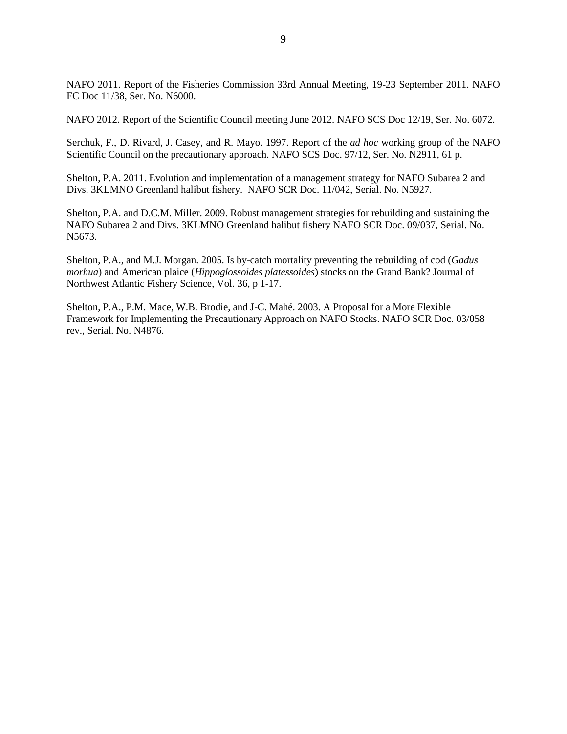NAFO 2011. Report of the Fisheries Commission 33rd Annual Meeting, 19-23 September 2011. NAFO FC Doc 11/38, Ser. No. N6000.

NAFO 2012. Report of the Scientific Council meeting June 2012. NAFO SCS Doc 12/19, Ser. No. 6072.

Serchuk, F., D. Rivard, J. Casey, and R. Mayo. 1997. Report of the *ad hoc* working group of the NAFO Scientific Council on the precautionary approach. NAFO SCS Doc. 97/12, Ser. No. N2911, 61 p.

Shelton, P.A. 2011. Evolution and implementation of a management strategy for NAFO Subarea 2 and Divs. 3KLMNO Greenland halibut fishery. NAFO SCR Doc. 11/042, Serial. No. N5927.

Shelton, P.A. and D.C.M. Miller. 2009. Robust management strategies for rebuilding and sustaining the NAFO Subarea 2 and Divs. 3KLMNO Greenland halibut fishery NAFO SCR Doc. 09/037, Serial. No. N5673.

Shelton, P.A., and M.J. Morgan. 2005. Is by-catch mortality preventing the rebuilding of cod (*Gadus morhua*) and American plaice (*Hippoglossoides platessoides*) stocks on the Grand Bank? Journal of Northwest Atlantic Fishery Science, Vol. 36, p 1-17.

Shelton, P.A., P.M. Mace, W.B. Brodie, and J-C. Mahé. 2003. A Proposal for a More Flexible Framework for Implementing the Precautionary Approach on NAFO Stocks. NAFO SCR Doc. 03/058 rev., Serial. No. N4876.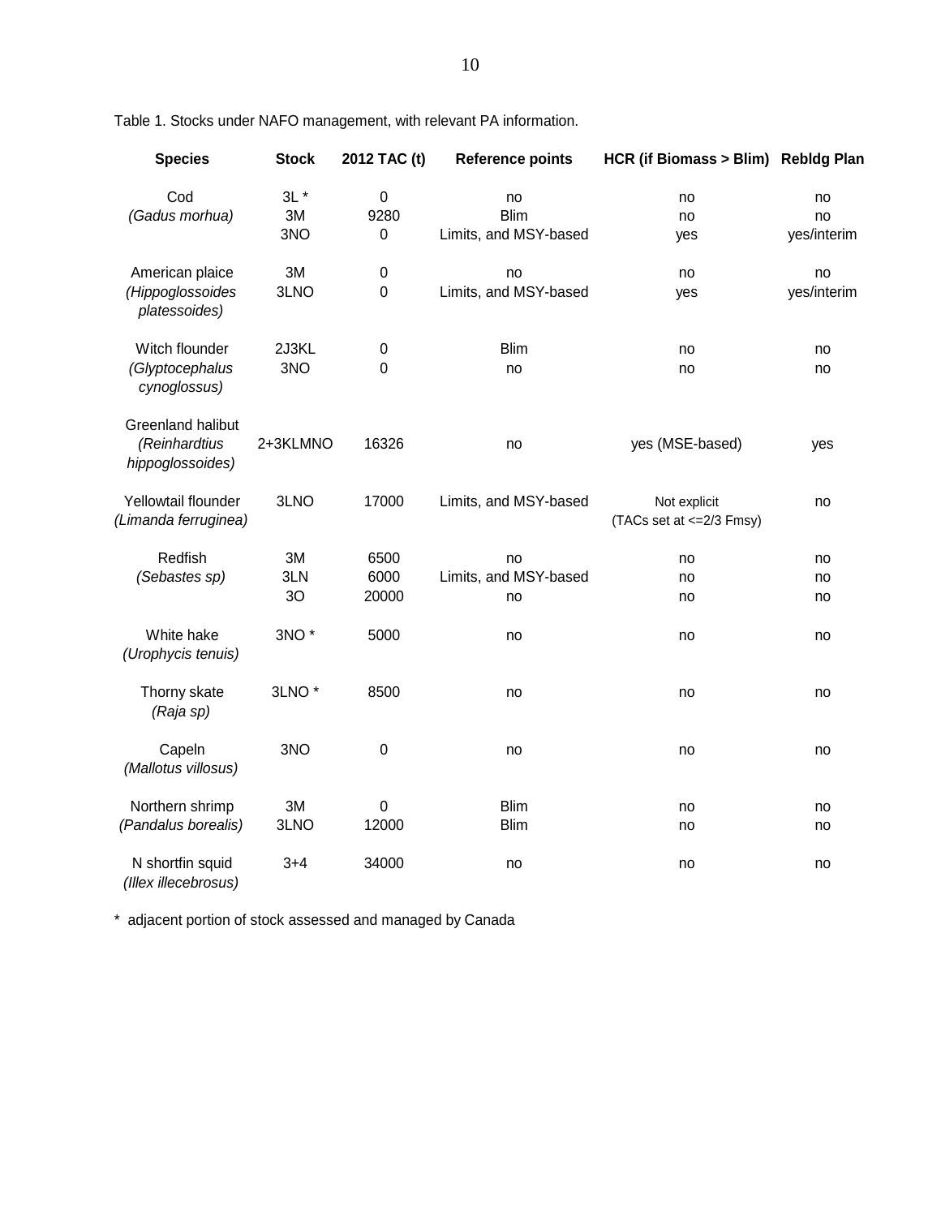Table 1. Stocks under NAFO management, with relevant PA information.

| Species | Stock | 2012 TAC (t) | Reference points | HCR (if Biomass > Blim) | Rebldg Plan |
|---|---|---|---|---|---|
| Cod *(Gadus morhua)* | 3L * | 0 | no | no | no |
| | 3M | 9280 | Blim | no | no |
| | 3NO | 0 | Limits, and MSY-based | yes | yes/interim |
| American plaice *(Hippoglossoides platessoides)* | 3M | 0 | no | no | no |
| | 3LNO | 0 | Limits, and MSY-based | yes | yes/interim |
| Witch flounder *(Glyptocephalus cynoglossus)* | 2J3KL | 0 | Blim | no | no |
| | 3NO | 0 | no | no | no |
| Greenland halibut *(Reinhardtius hippoglossoides)* | 2+3KLMNO | 16326 | no | yes (MSE-based) | yes |
| Yellowtail flounder *(Limanda ferruginea)* | 3LNO | 17000 | Limits, and MSY-based | Not explicit (TACs set at <=2/3 Fmsy) | no |
| Redfish *(Sebastes sp)* | 3M | 6500 | no | no | no |
| | 3LN | 6000 | Limits, and MSY-based | no | no |
| | 3O | 20000 | no | no | no |
| White hake *(Urophycis tenuis)* | 3NO * | 5000 | no | no | no |
| Thorny skate *(Raja sp)* | 3LNO * | 8500 | no | no | no |
| Capeln *(Mallotus villosus)* | 3NO | 0 | no | no | no |
| Northern shrimp *(Pandalus borealis)* | 3M | 0 | Blim | no | no |
| | 3LNO | 12000 | Blim | no | no |
| N shortfin squid *(Illex illecebrosus)* | 3+4 | 34000 | no | no | no |

* adjacent portion of stock assessed and managed by Canada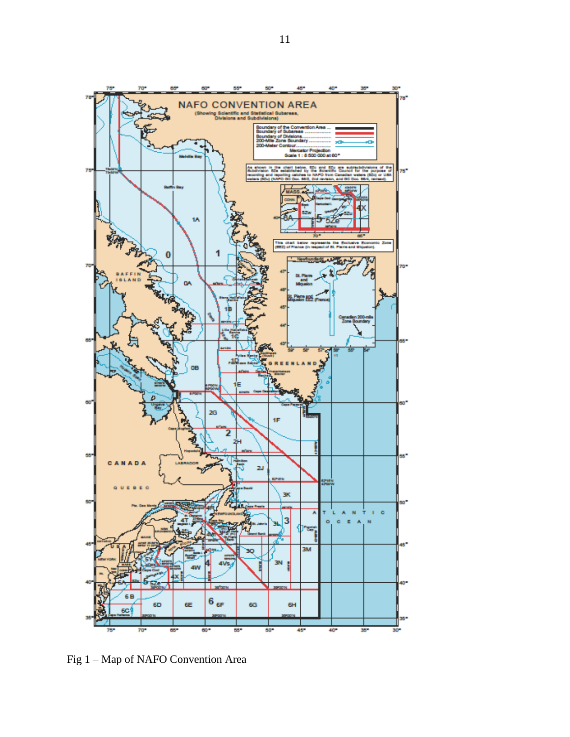Fig 1 – Map of NAFO Convention Area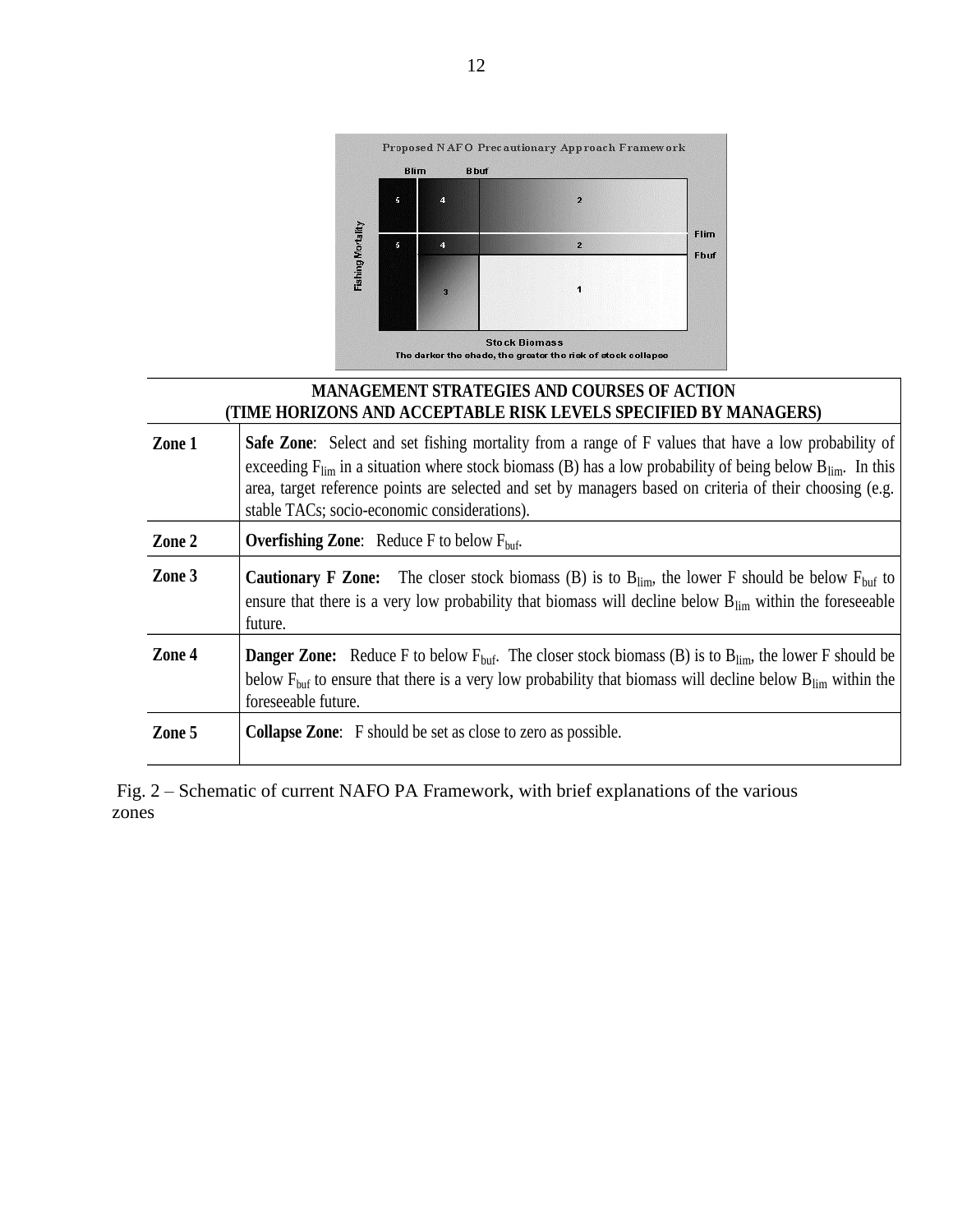Proposed NAFO Precautionary Approach Framework

| Zone | MANAGEMENT STRATEGIES AND COURSES OF ACTION (TIME HORIZONS AND ACCEPTABLE RISK LEVELS SPECIFIED BY MANAGERS) |
|---|---|
| **Zone 1** | **Safe Zone**: Select and set fishing mortality from a range of F values that have a low probability of exceeding $F_{lim}$ in a situation where stock biomass (B) has a low probability of being below $B_{lim}$. In this area, target reference points are selected and set by managers based on criteria of their choosing (e.g. stable TACs; socio-economic considerations). |
| **Zone 2** | **Overfishing Zone**: Reduce F to below $F_{buf}$. |
| **Zone 3** | **Cautionary F Zone:** The closer stock biomass (B) is to $B_{lim}$, the lower F should be below $F_{buf}$ to ensure that there is a very low probability that biomass will decline below $B_{lim}$ within the foreseeable future. |
| **Zone 4** | **Danger Zone:** Reduce F to below $F_{buf}$. The closer stock biomass (B) is to $B_{lim}$, the lower F should be below $F_{buf}$ to ensure that there is a very low probability that biomass will decline below $B_{lim}$ within the foreseeable future. |
| **Zone 5** | **Collapse Zone**: F should be set as close to zero as possible. |

Fig. 2 – Schematic of current NAFO PA Framework, with brief explanations of the various zones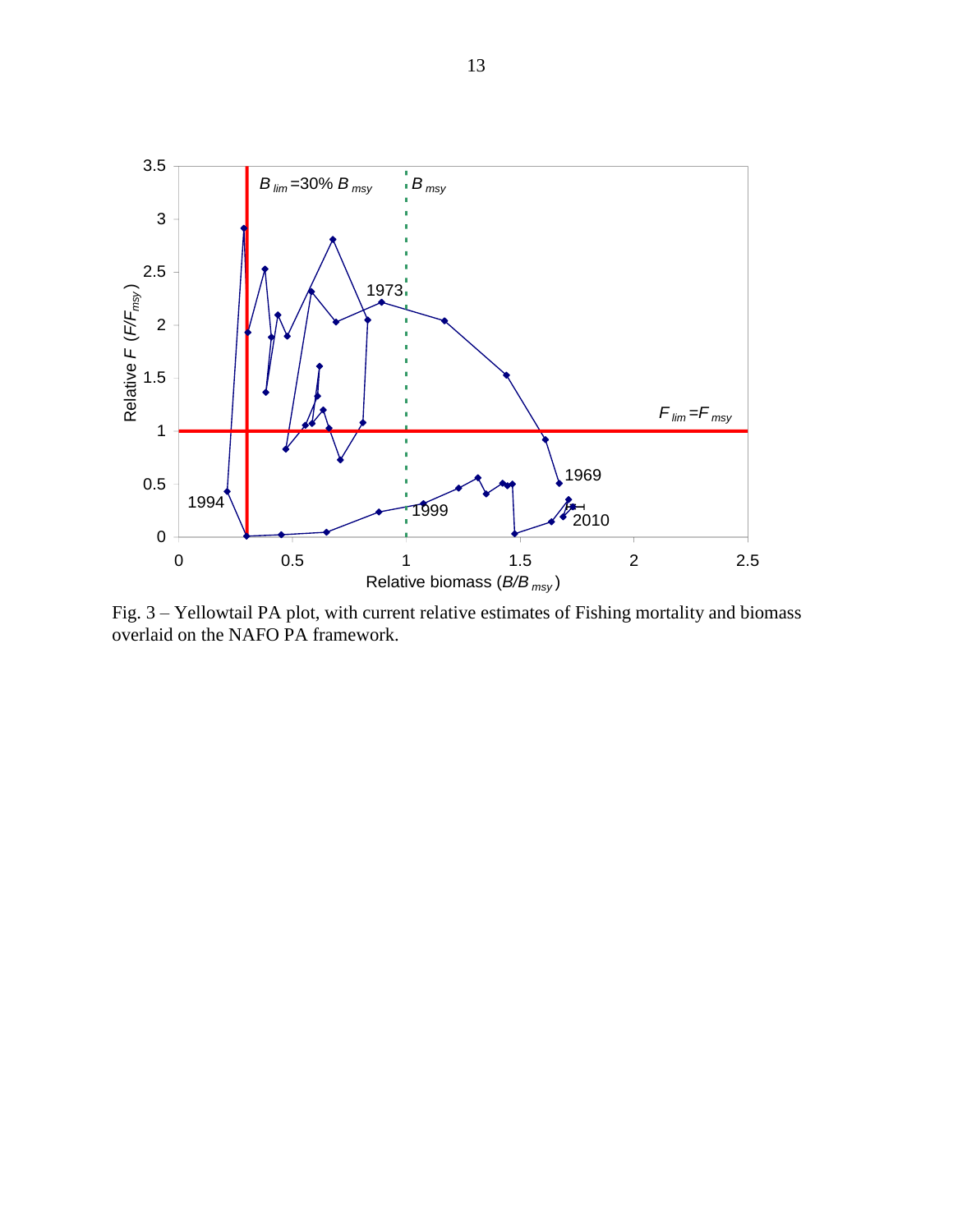Fig. 3 – Yellowtail PA plot, with current relative estimates of Fishing mortality and biomass overlaid on the NAFO PA framework.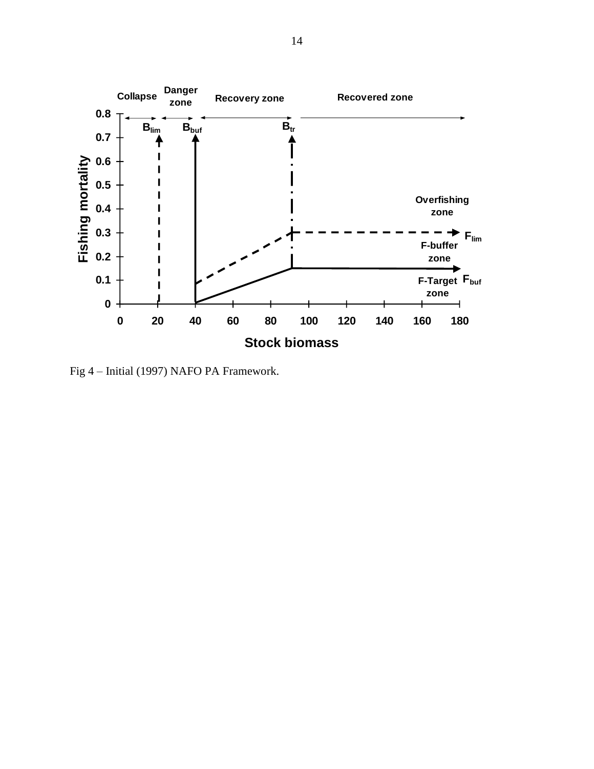Collapse

Danger zone

Recovery zone

Recovered zone

0.8

0.7

0.6

0.5

0.4

0.3

0.2

0.1

0

$B_{lim}$

$B_{buf}$

$B_{tr}$

Fishing mortality

Overfishing zone

$F_{lim}$

F-buffer zone

F-Target zone

$F_{buf}$

0 20 40 60 80 100 120 140 160 180

Stock biomass

Fig 4 – Initial (1997) NAFO PA Framework.